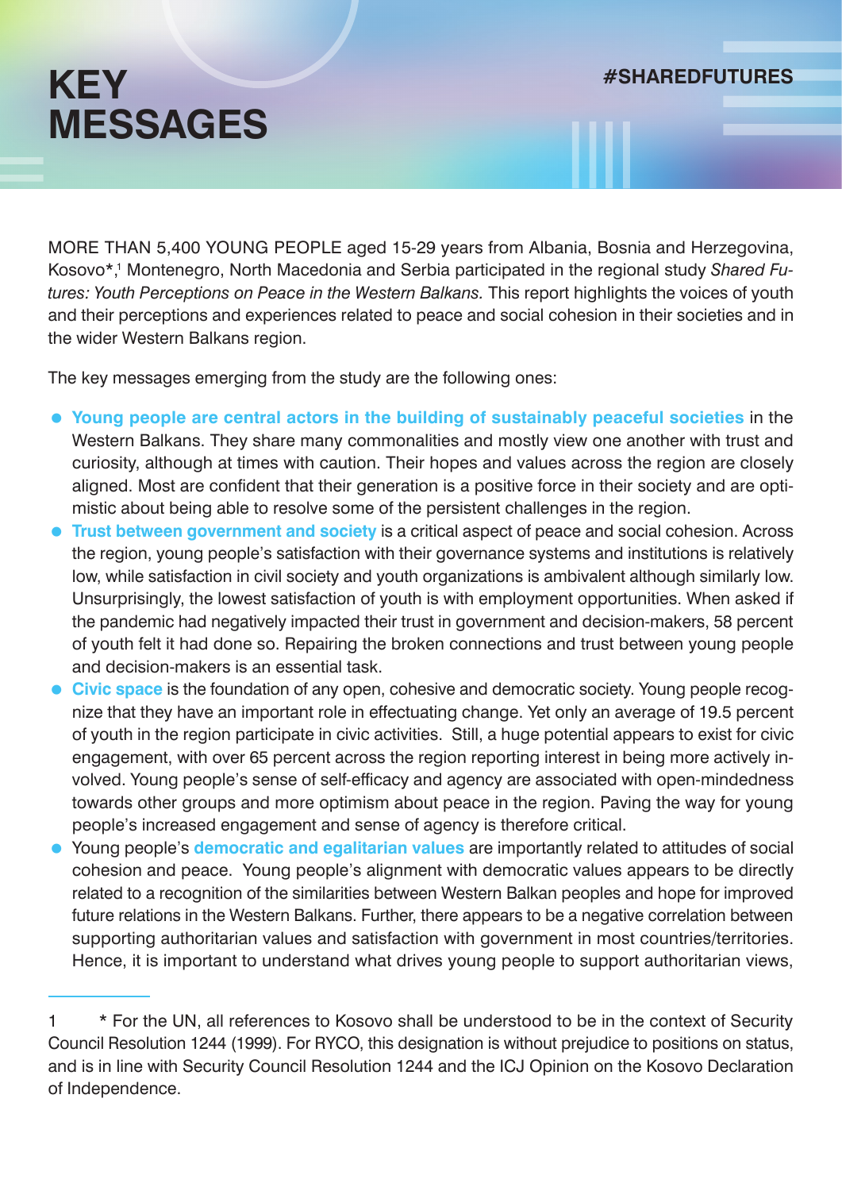# KEY MESSAGES

#SHAREDFUTURES

MORE THAN 5,400 YOUNG PEOPLE aged 15-29 years from Albania, Bosnia and Herzegovina, Kosovo*,[1] Montenegro, North Macedonia and Serbia participated in the regional study *Shared Futures: Youth Perceptions on Peace in the Western Balkans.* This report highlights the voices of youth and their perceptions and experiences related to peace and social cohesion in their societies and in the wider Western Balkans region.

The key messages emerging from the study are the following ones:

- **Young people are central actors in the building of sustainably peaceful societies** in the Western Balkans. They share many commonalities and mostly view one another with trust and curiosity, although at times with caution. Their hopes and values across the region are closely aligned. Most are confident that their generation is a positive force in their society and are optimistic about being able to resolve some of the persistent challenges in the region.
- **Trust between government and society** is a critical aspect of peace and social cohesion. Across the region, young people's satisfaction with their governance systems and institutions is relatively low, while satisfaction in civil society and youth organizations is ambivalent although similarly low. Unsurprisingly, the lowest satisfaction of youth is with employment opportunities. When asked if the pandemic had negatively impacted their trust in government and decision-makers, 58 percent of youth felt it had done so. Repairing the broken connections and trust between young people and decision-makers is an essential task.
- **Civic space** is the foundation of any open, cohesive and democratic society. Young people recognize that they have an important role in effectuating change. Yet only an average of 19.5 percent of youth in the region participate in civic activities. Still, a huge potential appears to exist for civic engagement, with over 65 percent across the region reporting interest in being more actively involved. Young people's sense of self-efficacy and agency are associated with open-mindedness towards other groups and more optimism about peace in the region. Paving the way for young people's increased engagement and sense of agency is therefore critical.
- Young people's **democratic and egalitarian values** are importantly related to attitudes of social cohesion and peace. Young people's alignment with democratic values appears to be directly related to a recognition of the similarities between Western Balkan peoples and hope for improved future relations in the Western Balkans. Further, there appears to be a negative correlation between supporting authoritarian values and satisfaction with government in most countries/territories. Hence, it is important to understand what drives young people to support authoritarian views,

---

1 * For the UN, all references to Kosovo shall be understood to be in the context of Security Council Resolution 1244 (1999). For RYCO, this designation is without prejudice to positions on status, and is in line with Security Council Resolution 1244 and the ICJ Opinion on the Kosovo Declaration of Independence.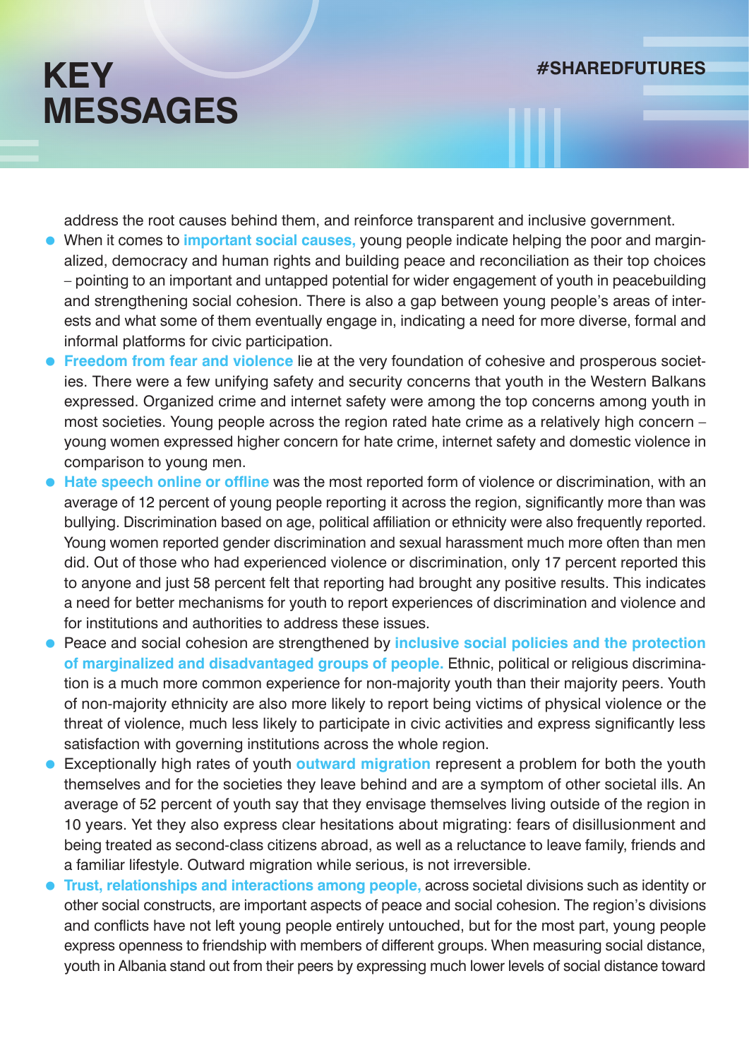# KEY MESSAGES

#SHAREDFUTURES

address the root causes behind them, and reinforce transparent and inclusive government.

- When it comes to **important social causes,** young people indicate helping the poor and marginalized, democracy and human rights and building peace and reconciliation as their top choices – pointing to an important and untapped potential for wider engagement of youth in peacebuilding and strengthening social cohesion. There is also a gap between young people's areas of interests and what some of them eventually engage in, indicating a need for more diverse, formal and informal platforms for civic participation.
- **Freedom from fear and violence** lie at the very foundation of cohesive and prosperous societies. There were a few unifying safety and security concerns that youth in the Western Balkans expressed. Organized crime and internet safety were among the top concerns among youth in most societies. Young people across the region rated hate crime as a relatively high concern – young women expressed higher concern for hate crime, internet safety and domestic violence in comparison to young men.
- **Hate speech online or offline** was the most reported form of violence or discrimination, with an average of 12 percent of young people reporting it across the region, significantly more than was bullying. Discrimination based on age, political affiliation or ethnicity were also frequently reported. Young women reported gender discrimination and sexual harassment much more often than men did. Out of those who had experienced violence or discrimination, only 17 percent reported this to anyone and just 58 percent felt that reporting had brought any positive results. This indicates a need for better mechanisms for youth to report experiences of discrimination and violence and for institutions and authorities to address these issues.
- Peace and social cohesion are strengthened by **inclusive social policies and the protection of marginalized and disadvantaged groups of people.** Ethnic, political or religious discrimination is a much more common experience for non-majority youth than their majority peers. Youth of non-majority ethnicity are also more likely to report being victims of physical violence or the threat of violence, much less likely to participate in civic activities and express significantly less satisfaction with governing institutions across the whole region.
- Exceptionally high rates of youth **outward migration** represent a problem for both the youth themselves and for the societies they leave behind and are a symptom of other societal ills. An average of 52 percent of youth say that they envisage themselves living outside of the region in 10 years. Yet they also express clear hesitations about migrating: fears of disillusionment and being treated as second-class citizens abroad, as well as a reluctance to leave family, friends and a familiar lifestyle. Outward migration while serious, is not irreversible.
- **Trust, relationships and interactions among people,** across societal divisions such as identity or other social constructs, are important aspects of peace and social cohesion. The region's divisions and conflicts have not left young people entirely untouched, but for the most part, young people express openness to friendship with members of different groups. When measuring social distance, youth in Albania stand out from their peers by expressing much lower levels of social distance toward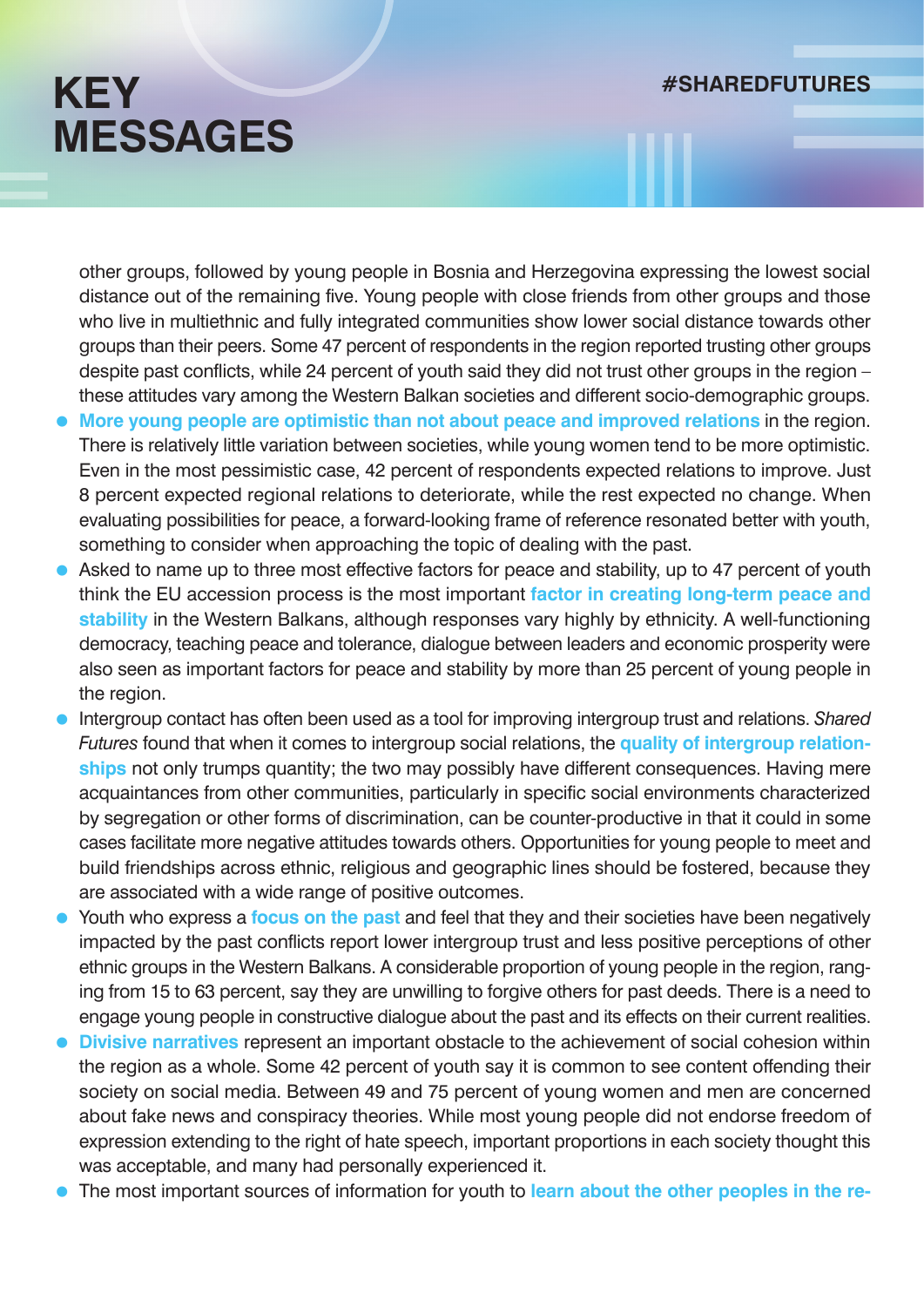# KEY MESSAGES

#SHAREDFUTURES

other groups, followed by young people in Bosnia and Herzegovina expressing the lowest social distance out of the remaining five. Young people with close friends from other groups and those who live in multiethnic and fully integrated communities show lower social distance towards other groups than their peers. Some 47 percent of respondents in the region reported trusting other groups despite past conflicts, while 24 percent of youth said they did not trust other groups in the region – these attitudes vary among the Western Balkan societies and different socio-demographic groups.

- **More young people are optimistic than not about peace and improved relations** in the region. There is relatively little variation between societies, while young women tend to be more optimistic. Even in the most pessimistic case, 42 percent of respondents expected relations to improve. Just 8 percent expected regional relations to deteriorate, while the rest expected no change. When evaluating possibilities for peace, a forward-looking frame of reference resonated better with youth, something to consider when approaching the topic of dealing with the past.
- Asked to name up to three most effective factors for peace and stability, up to 47 percent of youth think the EU accession process is the most important **factor in creating long-term peace and stability** in the Western Balkans, although responses vary highly by ethnicity. A well-functioning democracy, teaching peace and tolerance, dialogue between leaders and economic prosperity were also seen as important factors for peace and stability by more than 25 percent of young people in the region.
- Intergroup contact has often been used as a tool for improving intergroup trust and relations. *Shared Futures* found that when it comes to intergroup social relations, the **quality of intergroup relationships** not only trumps quantity; the two may possibly have different consequences. Having mere acquaintances from other communities, particularly in specific social environments characterized by segregation or other forms of discrimination, can be counter-productive in that it could in some cases facilitate more negative attitudes towards others. Opportunities for young people to meet and build friendships across ethnic, religious and geographic lines should be fostered, because they are associated with a wide range of positive outcomes.
- Youth who express a **focus on the past** and feel that they and their societies have been negatively impacted by the past conflicts report lower intergroup trust and less positive perceptions of other ethnic groups in the Western Balkans. A considerable proportion of young people in the region, ranging from 15 to 63 percent, say they are unwilling to forgive others for past deeds. There is a need to engage young people in constructive dialogue about the past and its effects on their current realities.
- **Divisive narratives** represent an important obstacle to the achievement of social cohesion within the region as a whole. Some 42 percent of youth say it is common to see content offending their society on social media. Between 49 and 75 percent of young women and men are concerned about fake news and conspiracy theories. While most young people did not endorse freedom of expression extending to the right of hate speech, important proportions in each society thought this was acceptable, and many had personally experienced it.
- The most important sources of information for youth to **learn about the other peoples in the re-**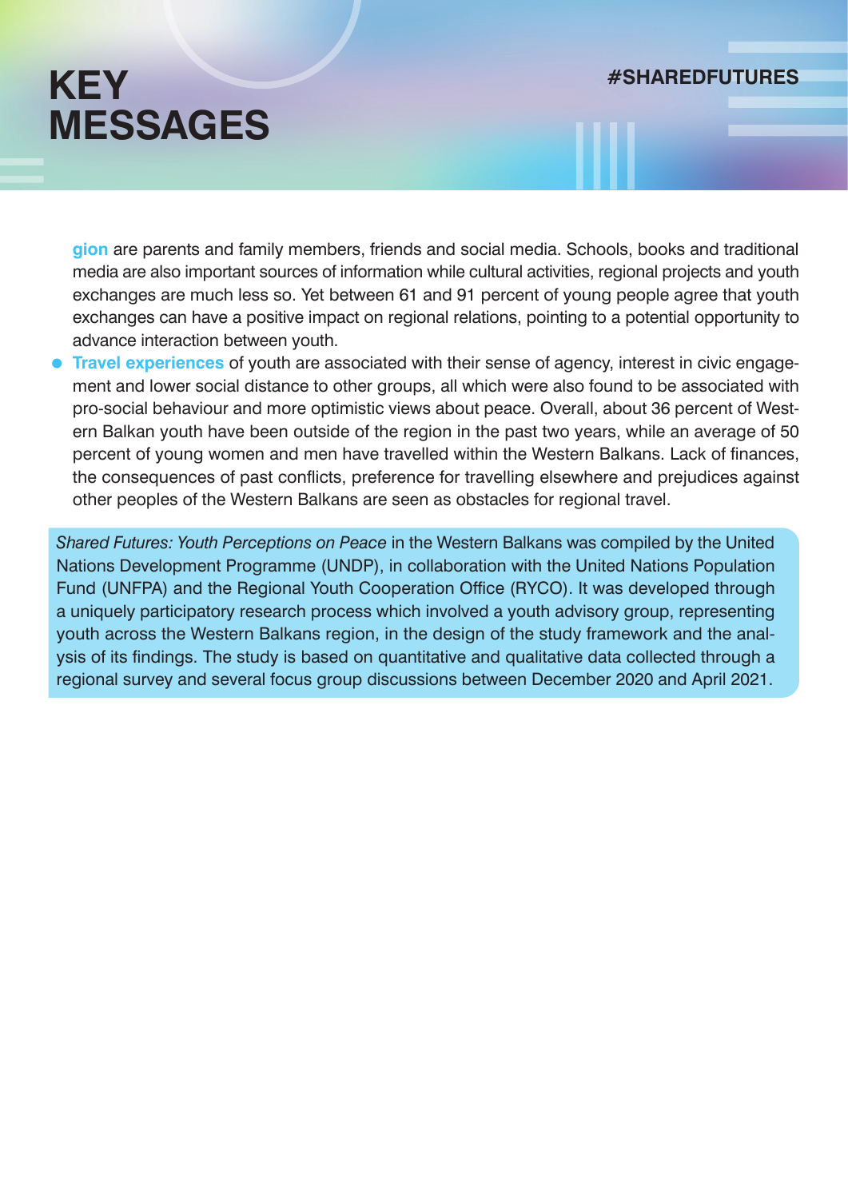# KEY MESSAGES

#SHAREDFUTURES

**gion** are parents and family members, friends and social media. Schools, books and traditional media are also important sources of information while cultural activities, regional projects and youth exchanges are much less so. Yet between 61 and 91 percent of young people agree that youth exchanges can have a positive impact on regional relations, pointing to a potential opportunity to advance interaction between youth.

- **Travel experiences** of youth are associated with their sense of agency, interest in civic engagement and lower social distance to other groups, all which were also found to be associated with pro-social behaviour and more optimistic views about peace. Overall, about 36 percent of Western Balkan youth have been outside of the region in the past two years, while an average of 50 percent of young women and men have travelled within the Western Balkans. Lack of finances, the consequences of past conflicts, preference for travelling elsewhere and prejudices against other peoples of the Western Balkans are seen as obstacles for regional travel.

*Shared Futures: Youth Perceptions on Peace* in the Western Balkans was compiled by the United Nations Development Programme (UNDP), in collaboration with the United Nations Population Fund (UNFPA) and the Regional Youth Cooperation Office (RYCO). It was developed through a uniquely participatory research process which involved a youth advisory group, representing youth across the Western Balkans region, in the design of the study framework and the analysis of its findings. The study is based on quantitative and qualitative data collected through a regional survey and several focus group discussions between December 2020 and April 2021.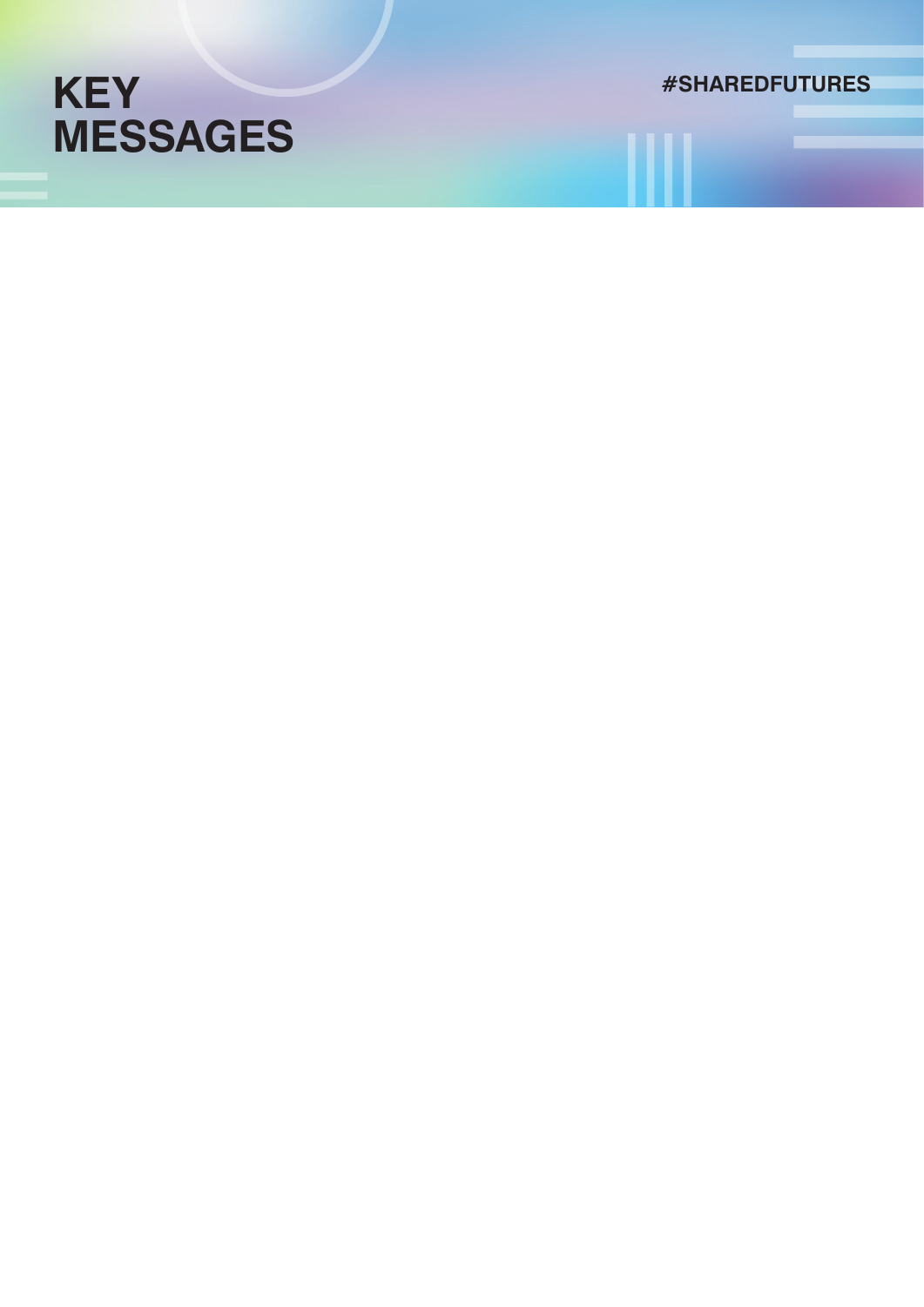# KEY MESSAGES

#SHAREDFUTURES